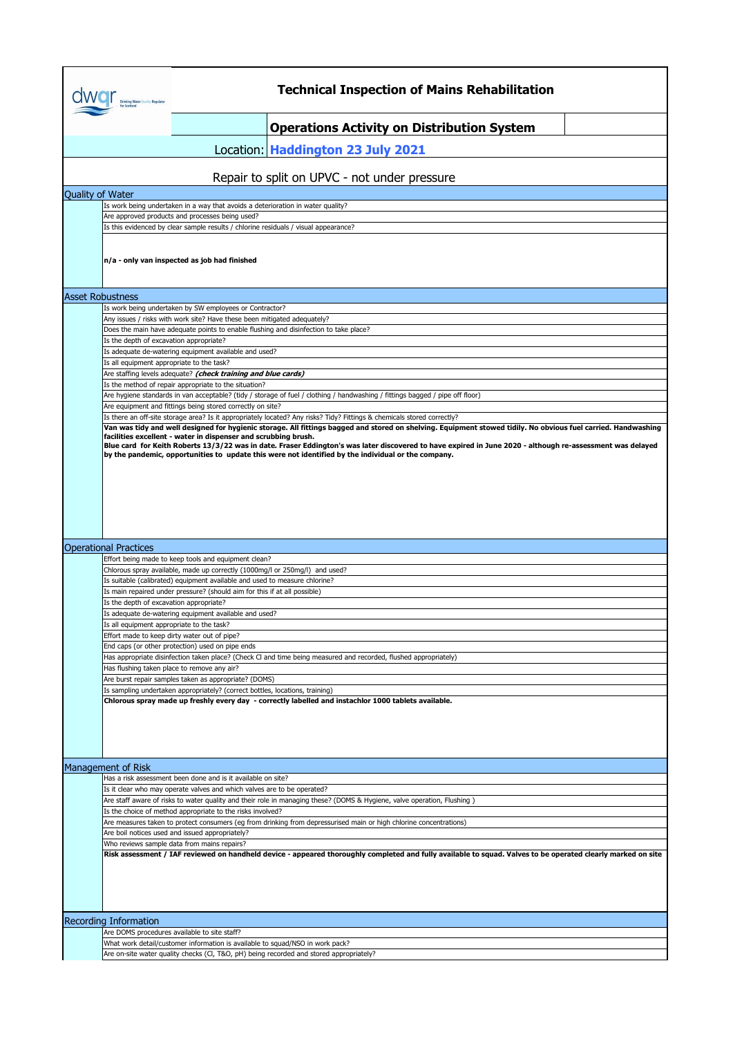# Technical Inspection of Mains Rehabilitation

## Operations Activity on Distribution System

Location: **Haddington 23 July 2021**

Repair to split on UPVC - not under pressure

## Quality of Water

- Is work being undertaken in a way that avoids a deterioration in water quality?
- Are approved products and processes being used?
- Is this evidenced by clear sample results / chlorine residuals / visual appearance?

**n/a - only van inspected as job had finished**

## Asset Robustness

- Is work being undertaken by SW employees or Contractor?
- Any issues / risks with work site? Have these been mitigated adequately?
- Does the main have adequate points to enable flushing and disinfection to take place?
- Is the depth of excavation appropriate?
- Is adequate de-watering equipment available and used?
- Is all equipment appropriate to the task?
- Are staffing levels adequate? ***(check training and blue cards)***
- Is the method of repair appropriate to the situation?
- Are hygiene standards in van acceptable? (tidy / storage of fuel / clothing / handwashing / fittings bagged / pipe off floor)
- Are equipment and fittings being stored correctly on site?
- Is there an off-site storage area? Is it appropriately located? Any risks? Tidy? Fittings & chemicals stored correctly?

**Van was tidy and well designed for hygienic storage. All fittings bagged and stored on shelving. Equipment stowed tidily. No obvious fuel carried. Handwashing facilities excellent - water in dispenser and scrubbing brush.**
**Blue card for Keith Roberts 13/3/22 was in date. Fraser Eddington's was later discovered to have expired in June 2020 - although re-assessment was delayed by the pandemic, opportunities to update this were not identified by the individual or the company.**

## Operational Practices

- Effort being made to keep tools and equipment clean?
- Chlorous spray available, made up correctly (1000mg/l or 250mg/l) and used?
- Is suitable (calibrated) equipment available and used to measure chlorine?
- Is main repaired under pressure? (should aim for this if at all possible)
- Is the depth of excavation appropriate?
- Is adequate de-watering equipment available and used?
- Is all equipment appropriate to the task?
- Effort made to keep dirty water out of pipe?
- End caps (or other protection) used on pipe ends
- Has appropriate disinfection taken place? (Check Cl and time being measured and recorded, flushed appropriately)
- Has flushing taken place to remove any air?
- Are burst repair samples taken as appropriate? (DOMS)
- Is sampling undertaken appropriately? (correct bottles, locations, training)

**Chlorous spray made up freshly every day - correctly labelled and instachlor 1000 tablets available.**

## Management of Risk

- Has a risk assessment been done and is it available on site?
- Is it clear who may operate valves and which valves are to be operated?
- Are staff aware of risks to water quality and their role in managing these? (DOMS & Hygiene, valve operation, Flushing )
- Is the choice of method appropriate to the risks involved?
- Are measures taken to protect consumers (eg from drinking from depressurised main or high chlorine concentrations)
- Are boil notices used and issued appropriately?
- Who reviews sample data from mains repairs?

**Risk assessment / IAF reviewed on handheld device - appeared thoroughly completed and fully available to squad. Valves to be operated clearly marked on site**

## Recording Information

- Are DOMS procedures available to site staff?
- What work detail/customer information is available to squad/NSO in work pack?
- Are on-site water quality checks (Cl, T&O, pH) being recorded and stored appropriately?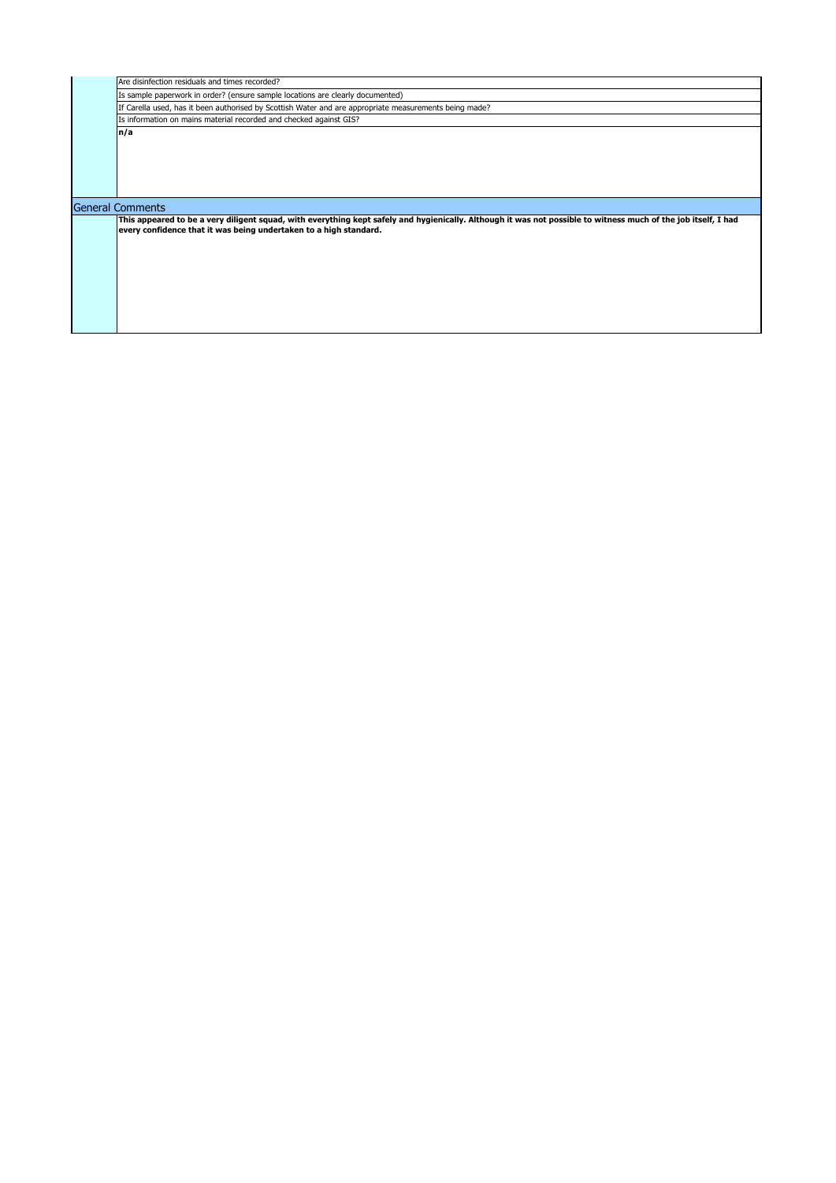| | |
|---|---|
| | Are disinfection residuals and times recorded? |
| | Is sample paperwork in order? (ensure sample locations are clearly documented) |
| | If Carella used, has it been authorised by Scottish Water and are appropriate measurements being made? |
| | Is information on mains material recorded and checked against GIS? |
| | **n/a** |

## General Comments

| | |
|---|---|
| | **This appeared to be a very diligent squad, with everything kept safely and hygienically. Although it was not possible to witness much of the job itself, I had every confidence that it was being undertaken to a high standard.** |